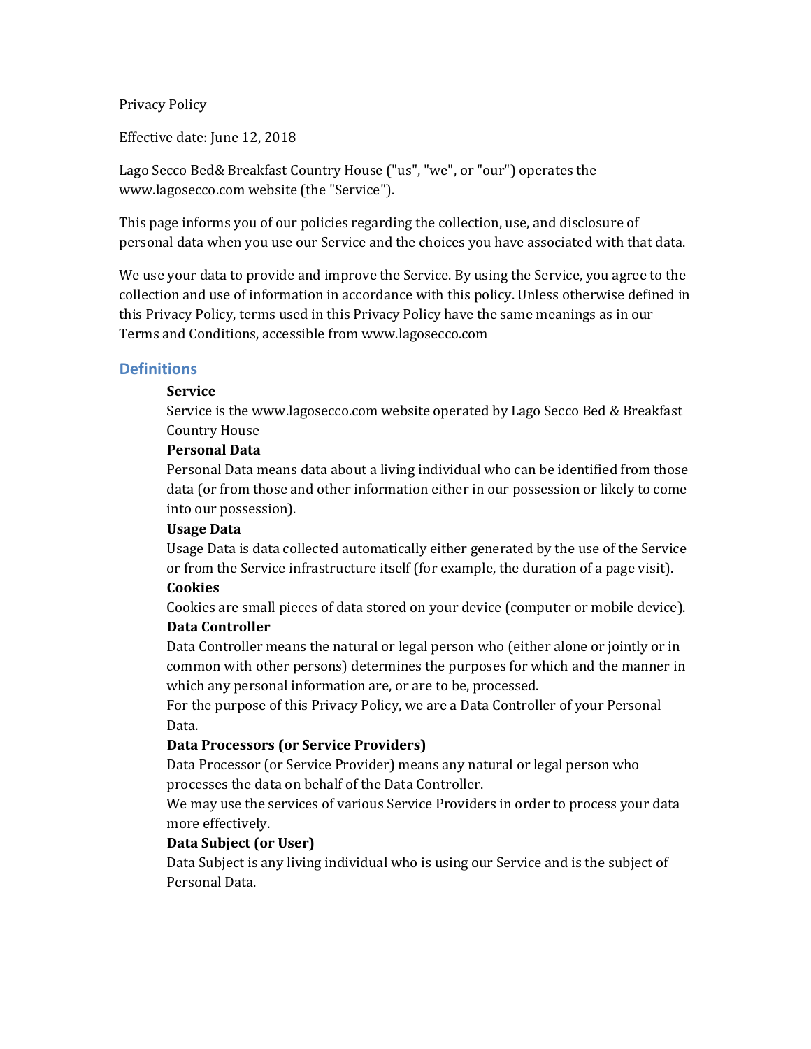Privacy Policy

Effective date: June 12, 2018

Lago Secco Bed& Breakfast Country House ("us", "we", or "our") operates the www.lagosecco.com website (the "Service").

This page informs you of our policies regarding the collection, use, and disclosure of personal data when you use our Service and the choices you have associated with that data.

We use your data to provide and improve the Service. By using the Service, you agree to the collection and use of information in accordance with this policy. Unless otherwise defined in this Privacy Policy, terms used in this Privacy Policy have the same meanings as in our Terms and Conditions, accessible from www.lagosecco.com

## Definitions

**Service**
Service is the www.lagosecco.com website operated by Lago Secco Bed & Breakfast Country House

**Personal Data**
Personal Data means data about a living individual who can be identified from those data (or from those and other information either in our possession or likely to come into our possession).

**Usage Data**
Usage Data is data collected automatically either generated by the use of the Service or from the Service infrastructure itself (for example, the duration of a page visit).

**Cookies**
Cookies are small pieces of data stored on your device (computer or mobile device).

**Data Controller**
Data Controller means the natural or legal person who (either alone or jointly or in common with other persons) determines the purposes for which and the manner in which any personal information are, or are to be, processed.
For the purpose of this Privacy Policy, we are a Data Controller of your Personal Data.

**Data Processors (or Service Providers)**
Data Processor (or Service Provider) means any natural or legal person who processes the data on behalf of the Data Controller.
We may use the services of various Service Providers in order to process your data more effectively.

**Data Subject (or User)**
Data Subject is any living individual who is using our Service and is the subject of Personal Data.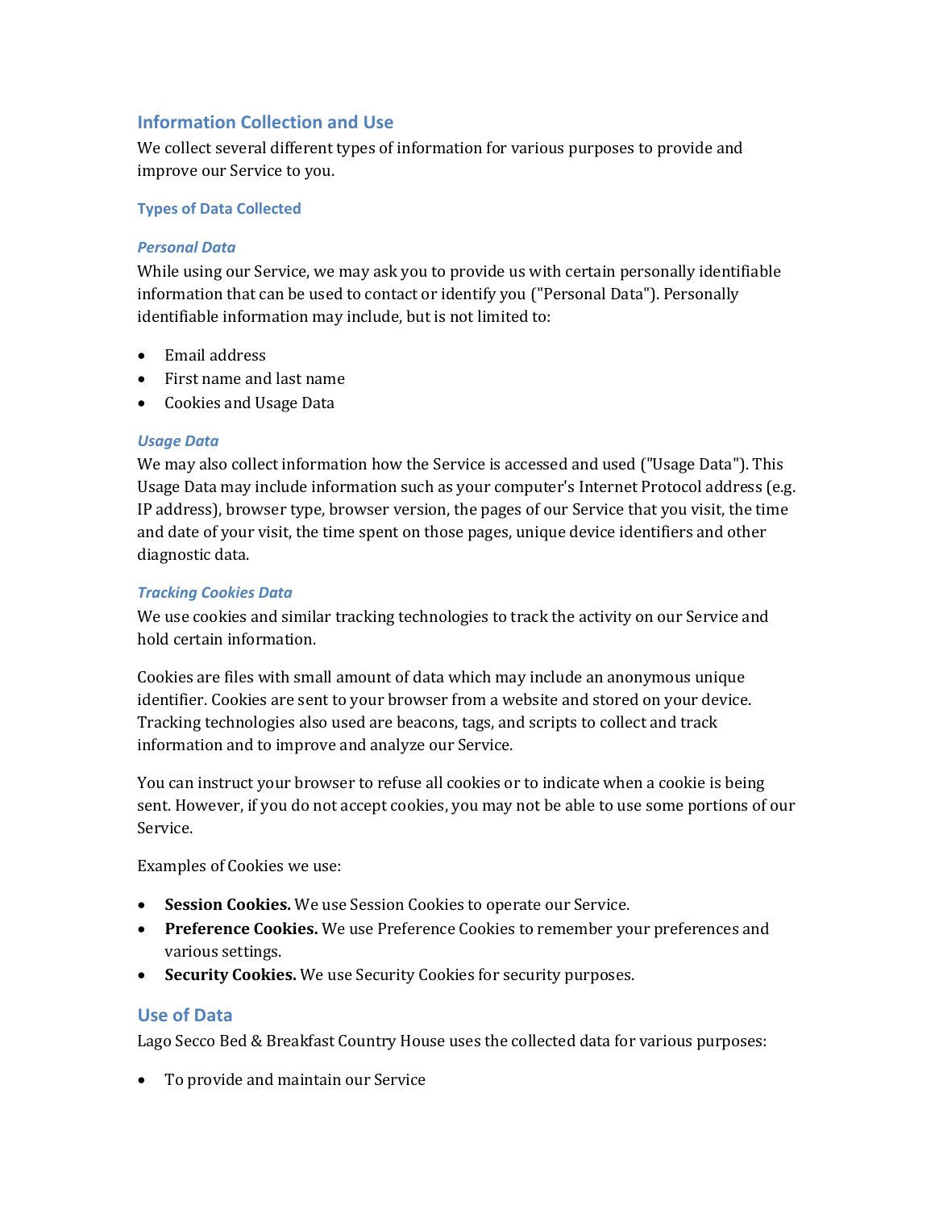## Information Collection and Use

We collect several different types of information for various purposes to provide and improve our Service to you.

### Types of Data Collected

#### *Personal Data*

While using our Service, we may ask you to provide us with certain personally identifiable information that can be used to contact or identify you ("Personal Data"). Personally identifiable information may include, but is not limited to:

- Email address
- First name and last name
- Cookies and Usage Data

#### *Usage Data*

We may also collect information how the Service is accessed and used ("Usage Data"). This Usage Data may include information such as your computer's Internet Protocol address (e.g. IP address), browser type, browser version, the pages of our Service that you visit, the time and date of your visit, the time spent on those pages, unique device identifiers and other diagnostic data.

#### *Tracking Cookies Data*

We use cookies and similar tracking technologies to track the activity on our Service and hold certain information.

Cookies are files with small amount of data which may include an anonymous unique identifier. Cookies are sent to your browser from a website and stored on your device. Tracking technologies also used are beacons, tags, and scripts to collect and track information and to improve and analyze our Service.

You can instruct your browser to refuse all cookies or to indicate when a cookie is being sent. However, if you do not accept cookies, you may not be able to use some portions of our Service.

Examples of Cookies we use:

- **Session Cookies.** We use Session Cookies to operate our Service.
- **Preference Cookies.** We use Preference Cookies to remember your preferences and various settings.
- **Security Cookies.** We use Security Cookies for security purposes.

## Use of Data

Lago Secco Bed & Breakfast Country House uses the collected data for various purposes:

- To provide and maintain our Service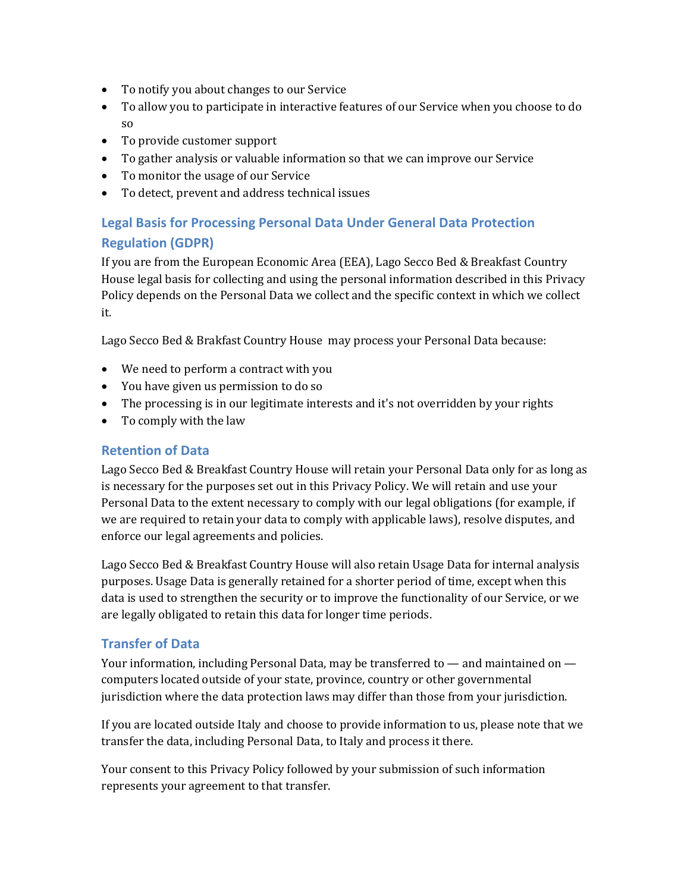- To notify you about changes to our Service
- To allow you to participate in interactive features of our Service when you choose to do so
- To provide customer support
- To gather analysis or valuable information so that we can improve our Service
- To monitor the usage of our Service
- To detect, prevent and address technical issues

## Legal Basis for Processing Personal Data Under General Data Protection Regulation (GDPR)

If you are from the European Economic Area (EEA), Lago Secco Bed & Breakfast Country House legal basis for collecting and using the personal information described in this Privacy Policy depends on the Personal Data we collect and the specific context in which we collect it.

Lago Secco Bed & Brakfast Country House may process your Personal Data because:

- We need to perform a contract with you
- You have given us permission to do so
- The processing is in our legitimate interests and it's not overridden by your rights
- To comply with the law

## Retention of Data

Lago Secco Bed & Breakfast Country House will retain your Personal Data only for as long as is necessary for the purposes set out in this Privacy Policy. We will retain and use your Personal Data to the extent necessary to comply with our legal obligations (for example, if we are required to retain your data to comply with applicable laws), resolve disputes, and enforce our legal agreements and policies.

Lago Secco Bed & Breakfast Country House will also retain Usage Data for internal analysis purposes. Usage Data is generally retained for a shorter period of time, except when this data is used to strengthen the security or to improve the functionality of our Service, or we are legally obligated to retain this data for longer time periods.

## Transfer of Data

Your information, including Personal Data, may be transferred to — and maintained on — computers located outside of your state, province, country or other governmental jurisdiction where the data protection laws may differ than those from your jurisdiction.

If you are located outside Italy and choose to provide information to us, please note that we transfer the data, including Personal Data, to Italy and process it there.

Your consent to this Privacy Policy followed by your submission of such information represents your agreement to that transfer.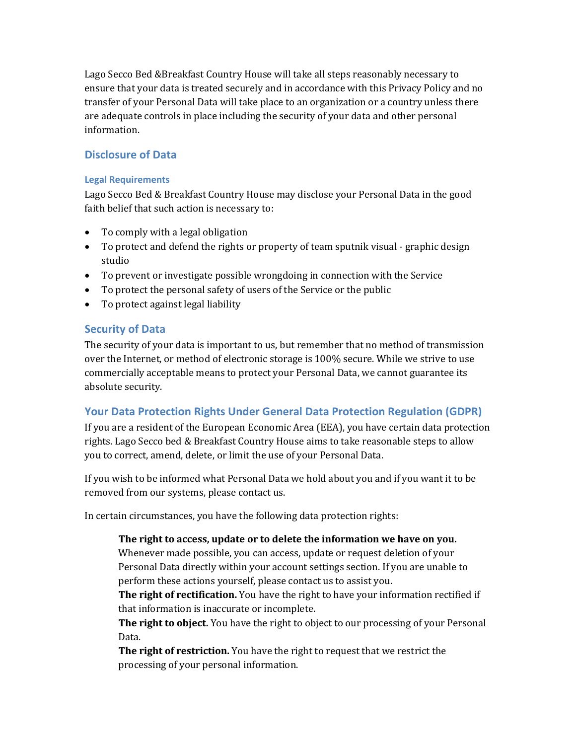Lago Secco Bed &Breakfast Country House will take all steps reasonably necessary to ensure that your data is treated securely and in accordance with this Privacy Policy and no transfer of your Personal Data will take place to an organization or a country unless there are adequate controls in place including the security of your data and other personal information.

## Disclosure of Data

### Legal Requirements

Lago Secco Bed & Breakfast Country House may disclose your Personal Data in the good faith belief that such action is necessary to:

- To comply with a legal obligation
- To protect and defend the rights or property of team sputnik visual - graphic design studio
- To prevent or investigate possible wrongdoing in connection with the Service
- To protect the personal safety of users of the Service or the public
- To protect against legal liability

## Security of Data

The security of your data is important to us, but remember that no method of transmission over the Internet, or method of electronic storage is 100% secure. While we strive to use commercially acceptable means to protect your Personal Data, we cannot guarantee its absolute security.

## Your Data Protection Rights Under General Data Protection Regulation (GDPR)

If you are a resident of the European Economic Area (EEA), you have certain data protection rights. Lago Secco bed & Breakfast Country House aims to take reasonable steps to allow you to correct, amend, delete, or limit the use of your Personal Data.

If you wish to be informed what Personal Data we hold about you and if you want it to be removed from our systems, please contact us.

In certain circumstances, you have the following data protection rights:

> **The right to access, update or to delete the information we have on you.** Whenever made possible, you can access, update or request deletion of your Personal Data directly within your account settings section. If you are unable to perform these actions yourself, please contact us to assist you.
> **The right of rectification.** You have the right to have your information rectified if that information is inaccurate or incomplete.
> **The right to object.** You have the right to object to our processing of your Personal Data.
> **The right of restriction.** You have the right to request that we restrict the processing of your personal information.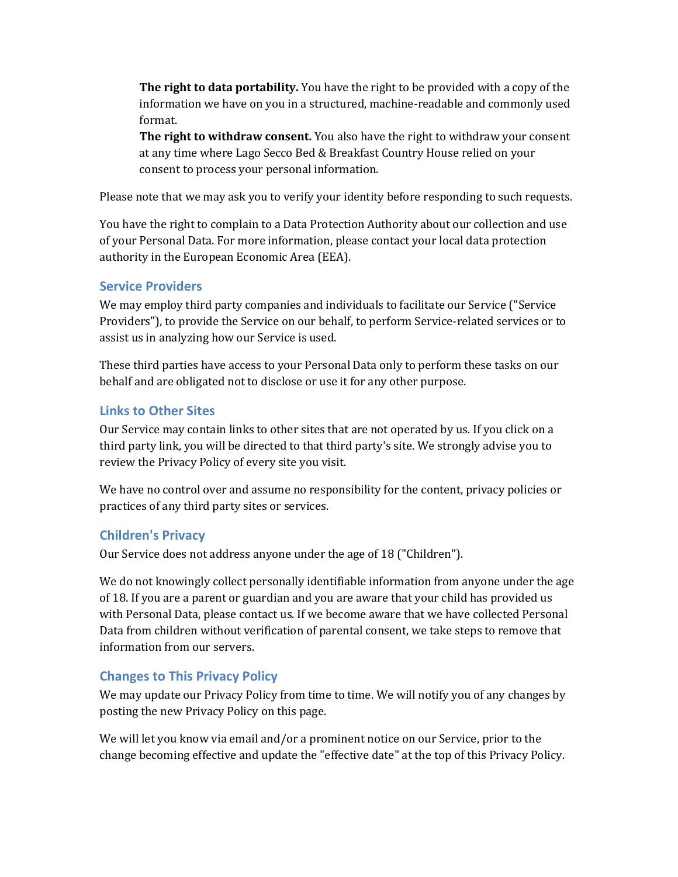**The right to data portability.** You have the right to be provided with a copy of the information we have on you in a structured, machine-readable and commonly used format.

**The right to withdraw consent.** You also have the right to withdraw your consent at any time where Lago Secco Bed & Breakfast Country House relied on your consent to process your personal information.

Please note that we may ask you to verify your identity before responding to such requests.

You have the right to complain to a Data Protection Authority about our collection and use of your Personal Data. For more information, please contact your local data protection authority in the European Economic Area (EEA).

## Service Providers

We may employ third party companies and individuals to facilitate our Service ("Service Providers"), to provide the Service on our behalf, to perform Service-related services or to assist us in analyzing how our Service is used.

These third parties have access to your Personal Data only to perform these tasks on our behalf and are obligated not to disclose or use it for any other purpose.

## Links to Other Sites

Our Service may contain links to other sites that are not operated by us. If you click on a third party link, you will be directed to that third party's site. We strongly advise you to review the Privacy Policy of every site you visit.

We have no control over and assume no responsibility for the content, privacy policies or practices of any third party sites or services.

## Children's Privacy

Our Service does not address anyone under the age of 18 ("Children").

We do not knowingly collect personally identifiable information from anyone under the age of 18. If you are a parent or guardian and you are aware that your child has provided us with Personal Data, please contact us. If we become aware that we have collected Personal Data from children without verification of parental consent, we take steps to remove that information from our servers.

## Changes to This Privacy Policy

We may update our Privacy Policy from time to time. We will notify you of any changes by posting the new Privacy Policy on this page.

We will let you know via email and/or a prominent notice on our Service, prior to the change becoming effective and update the "effective date" at the top of this Privacy Policy.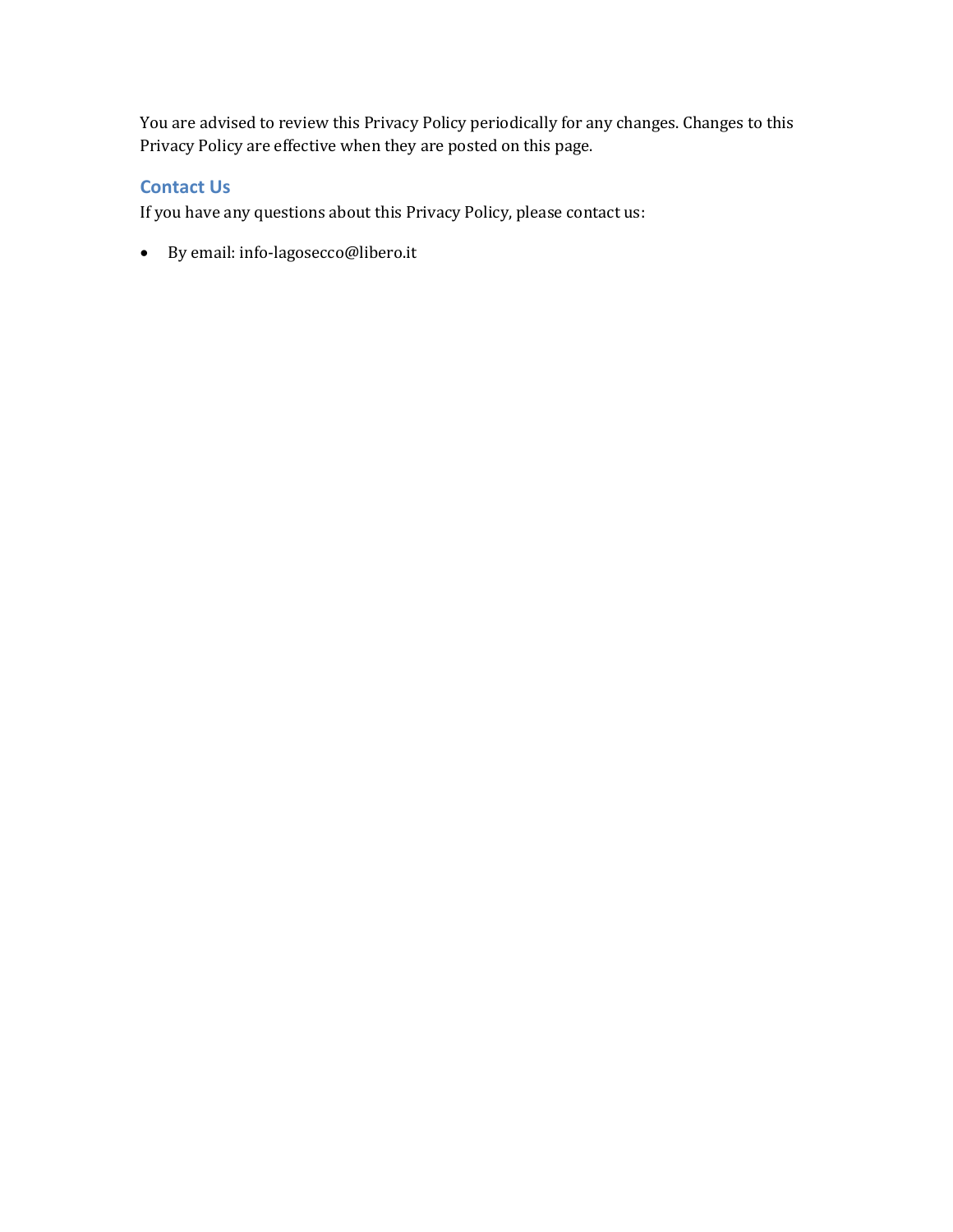You are advised to review this Privacy Policy periodically for any changes. Changes to this Privacy Policy are effective when they are posted on this page.

## Contact Us

If you have any questions about this Privacy Policy, please contact us:

- By email: info-lagosecco@libero.it